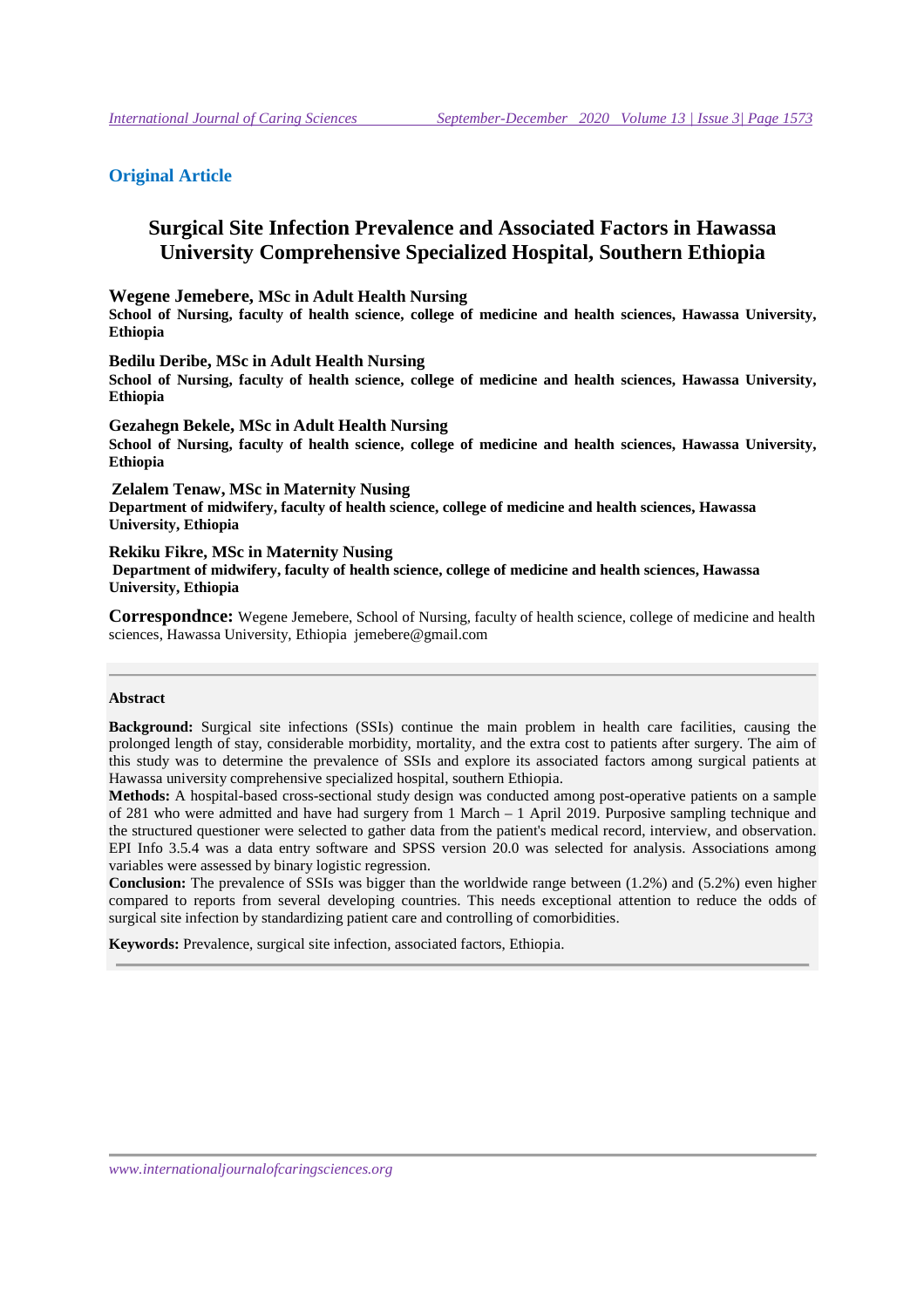**Original Article**

# Surgical Site Infection Prevalence and Associated Factors in Hawassa University Comprehensive Specialized Hospital, Southern Ethiopia

**Wegene Jemebere, MSc in Adult Health Nursing**
**School of Nursing, faculty of health science, college of medicine and health sciences, Hawassa University, Ethiopia**

**Bedilu Deribe, MSc in Adult Health Nursing**
**School of Nursing, faculty of health science, college of medicine and health sciences, Hawassa University, Ethiopia**

**Gezahegn Bekele, MSc in Adult Health Nursing**
**School of Nursing, faculty of health science, college of medicine and health sciences, Hawassa University, Ethiopia**

**Zelalem Tenaw, MSc in Maternity Nusing**
**Department of midwifery, faculty of health science, college of medicine and health sciences, Hawassa University, Ethiopia**

**Rekiku Fikre, MSc in Maternity Nusing**
**Department of midwifery, faculty of health science, college of medicine and health sciences, Hawassa University, Ethiopia**

**Correspondnce:** Wegene Jemebere, School of Nursing, faculty of health science, college of medicine and health sciences, Hawassa University, Ethiopia jemebere@gmail.com

**Abstract**

**Background:** Surgical site infections (SSIs) continue the main problem in health care facilities, causing the prolonged length of stay, considerable morbidity, mortality, and the extra cost to patients after surgery. The aim of this study was to determine the prevalence of SSIs and explore its associated factors among surgical patients at Hawassa university comprehensive specialized hospital, southern Ethiopia.

**Methods:** A hospital-based cross-sectional study design was conducted among post-operative patients on a sample of 281 who were admitted and have had surgery from 1 March – 1 April 2019. Purposive sampling technique and the structured questioner were selected to gather data from the patient's medical record, interview, and observation. EPI Info 3.5.4 was a data entry software and SPSS version 20.0 was selected for analysis. Associations among variables were assessed by binary logistic regression.

**Conclusion:** The prevalence of SSIs was bigger than the worldwide range between (1.2%) and (5.2%) even higher compared to reports from several developing countries. This needs exceptional attention to reduce the odds of surgical site infection by standardizing patient care and controlling of comorbidities.

**Keywords:** Prevalence, surgical site infection, associated factors, Ethiopia.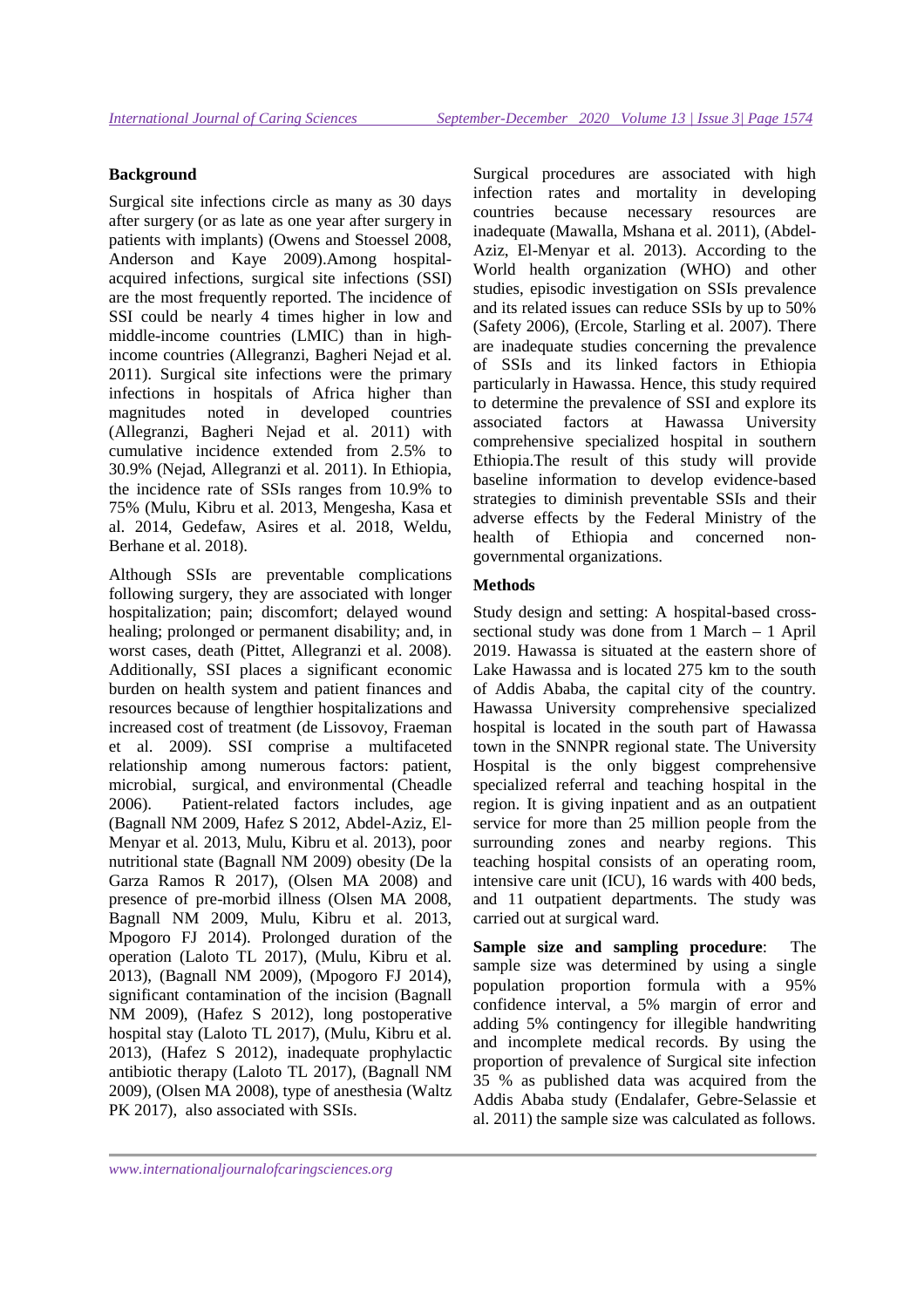### Background

Surgical site infections circle as many as 30 days after surgery (or as late as one year after surgery in patients with implants) (Owens and Stoessel 2008, Anderson and Kaye 2009).Among hospital-acquired infections, surgical site infections (SSI) are the most frequently reported. The incidence of SSI could be nearly 4 times higher in low and middle-income countries (LMIC) than in high-income countries (Allegranzi, Bagheri Nejad et al. 2011). Surgical site infections were the primary infections in hospitals of Africa higher than magnitudes noted in developed countries (Allegranzi, Bagheri Nejad et al. 2011) with cumulative incidence extended from 2.5% to 30.9% (Nejad, Allegranzi et al. 2011). In Ethiopia, the incidence rate of SSIs ranges from 10.9% to 75% (Mulu, Kibru et al. 2013, Mengesha, Kasa et al. 2014, Gedefaw, Asires et al. 2018, Weldu, Berhane et al. 2018).

Although SSIs are preventable complications following surgery, they are associated with longer hospitalization; pain; discomfort; delayed wound healing; prolonged or permanent disability; and, in worst cases, death (Pittet, Allegranzi et al. 2008). Additionally, SSI places a significant economic burden on health system and patient finances and resources because of lengthier hospitalizations and increased cost of treatment (de Lissovoy, Fraeman et al. 2009). SSI comprise a multifaceted relationship among numerous factors: patient, microbial, surgical, and environmental (Cheadle 2006). Patient-related factors includes, age (Bagnall NM 2009, Hafez S 2012, Abdel-Aziz, El-Menyar et al. 2013, Mulu, Kibru et al. 2013), poor nutritional state (Bagnall NM 2009), (De la Garza Ramos R 2017), (Olsen MA 2008) obesity (De la Garza Ramos R 2017), (Olsen MA 2008) and presence of pre-morbid illness (Olsen MA 2008, Bagnall NM 2009, Mulu, Kibru et al. 2013, Mpogoro FJ 2014). Prolonged duration of the operation (Laloto TL 2017), (Mulu, Kibru et al. 2013), (Bagnall NM 2009), (Mpogoro FJ 2014), significant contamination of the incision (Bagnall NM 2009), (Hafez S 2012), long postoperative hospital stay (Laloto TL 2017), (Mulu, Kibru et al. 2013), (Hafez S 2012), inadequate prophylactic antibiotic therapy (Laloto TL 2017), (Bagnall NM 2009), (Olsen MA 2008), type of anesthesia (Waltz PK 2017), also associated with SSIs.

Surgical procedures are associated with high infection rates and mortality in developing countries because necessary resources are inadequate (Mawalla, Mshana et al. 2011), (Abdel-Aziz, El-Menyar et al. 2013). According to the World health organization (WHO) and other studies, episodic investigation on SSIs prevalence and its related issues can reduce SSIs by up to 50% (Safety 2006), (Ercole, Starling et al. 2007). There are inadequate studies concerning the prevalence of SSIs and its linked factors in Ethiopia particularly in Hawassa. Hence, this study required to determine the prevalence of SSI and explore its associated factors at Hawassa University comprehensive specialized hospital in southern Ethiopia.The result of this study will provide baseline information to develop evidence-based strategies to diminish preventable SSIs and their adverse effects by the Federal Ministry of the health of Ethiopia and concerned non-governmental organizations.

### Methods

Study design and setting: A hospital-based cross-sectional study was done from 1 March – 1 April 2019. Hawassa is situated at the eastern shore of Lake Hawassa and is located 275 km to the south of Addis Ababa, the capital city of the country. Hawassa University comprehensive specialized hospital is located in the south part of Hawassa town in the SNNPR regional state. The University Hospital is the only biggest comprehensive specialized referral and teaching hospital in the region. It is giving inpatient and as an outpatient service for more than 25 million people from the surrounding zones and nearby regions. This teaching hospital consists of an operating room, intensive care unit (ICU), 16 wards with 400 beds, and 11 outpatient departments. The study was carried out at surgical ward.

**Sample size and sampling procedure**: The sample size was determined by using a single population proportion formula with a 95% confidence interval, a 5% margin of error and adding 5% contingency for illegible handwriting and incomplete medical records. By using the proportion of prevalence of Surgical site infection 35 % as published data was acquired from the Addis Ababa study (Endalafer, Gebre-Selassie et al. 2011) the sample size was calculated as follows.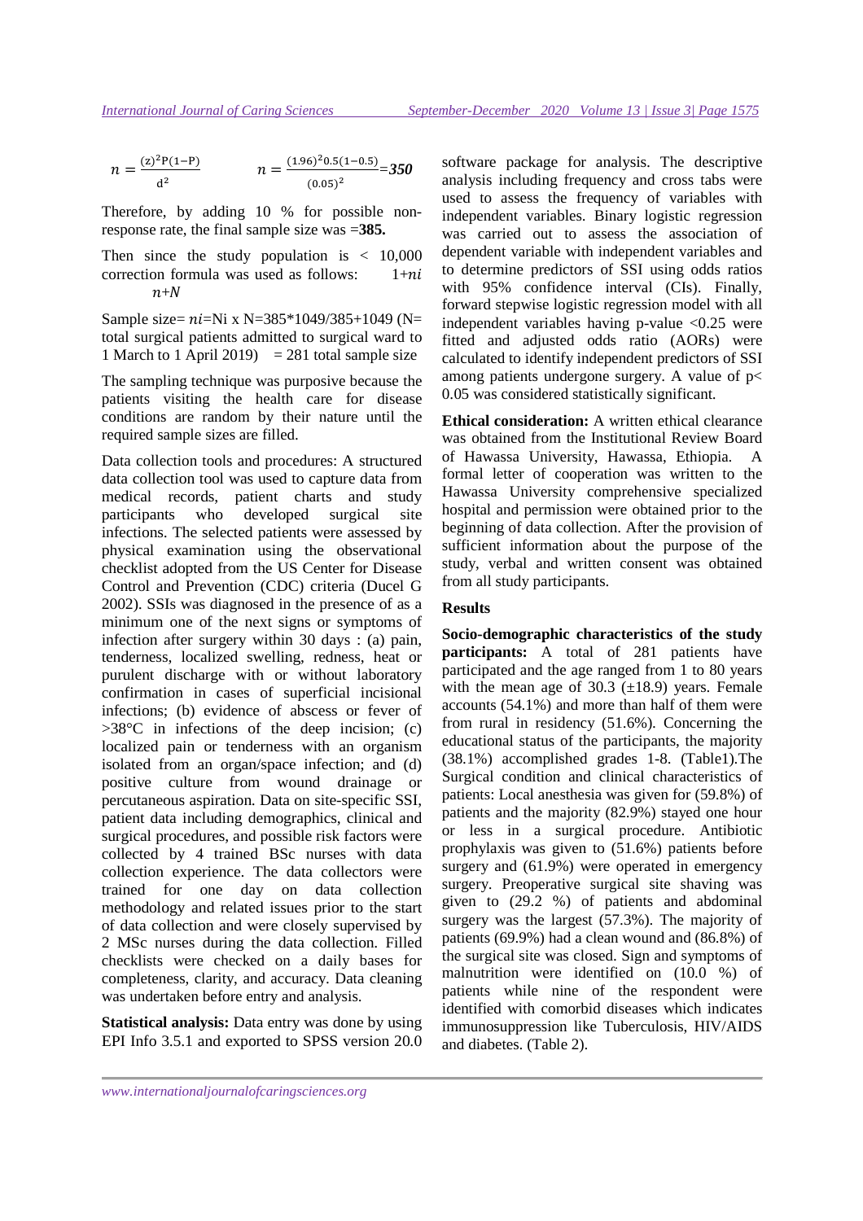$$n = \frac{(z)^2 P(1-P)}{d^2} \qquad n = \frac{(1.96)^2 0.5(1-0.5)}{(0.05)^2} = \mathbf{350}$$

Therefore, by adding 10 % for possible non-response rate, the final sample size was =**385.**

Then since the study population is < 10,000 correction formula was used as follows: $\frac{1+ni}{n+N}$

Sample size= $ni$=Ni x N=385*1049/385+1049 (N= total surgical patients admitted to surgical ward to 1 March to 1 April 2019) = 281 total sample size

The sampling technique was purposive because the patients visiting the health care for disease conditions are random by their nature until the required sample sizes are filled.

Data collection tools and procedures: A structured data collection tool was used to capture data from medical records, patient charts and study participants who developed surgical site infections. The selected patients were assessed by physical examination using the observational checklist adopted from the US Center for Disease Control and Prevention (CDC) criteria (Ducel G 2002). SSIs was diagnosed in the presence of as a minimum one of the next signs or symptoms of infection after surgery within 30 days : (a) pain, tenderness, localized swelling, redness, heat or purulent discharge with or without laboratory confirmation in cases of superficial incisional infections; (b) evidence of abscess or fever of >38°C in infections of the deep incision; (c) localized pain or tenderness with an organism isolated from an organ/space infection; and (d) positive culture from wound drainage or percutaneous aspiration. Data on site-specific SSI, patient data including demographics, clinical and surgical procedures, and possible risk factors were collected by 4 trained BSc nurses with data collection experience. The data collectors were trained for one day on data collection methodology and related issues prior to the start of data collection and were closely supervised by 2 MSc nurses during the data collection. Filled checklists were checked on a daily bases for completeness, clarity, and accuracy. Data cleaning was undertaken before entry and analysis.

**Statistical analysis:** Data entry was done by using EPI Info 3.5.1 and exported to SPSS version 20.0 software package for analysis. The descriptive analysis including frequency and cross tabs were used to assess the frequency of variables with independent variables. Binary logistic regression was carried out to assess the association of dependent variable with independent variables and to determine predictors of SSI using odds ratios with 95% confidence interval (CIs). Finally, forward stepwise logistic regression model with all independent variables having p-value <0.25 were fitted and adjusted odds ratio (AORs) were calculated to identify independent predictors of SSI among patients undergone surgery. A value of $p < 0.05$ was considered statistically significant.

**Ethical consideration:** A written ethical clearance was obtained from the Institutional Review Board of Hawassa University, Hawassa, Ethiopia. A formal letter of cooperation was written to the Hawassa University comprehensive specialized hospital and permission were obtained prior to the beginning of data collection. After the provision of sufficient information about the purpose of the study, verbal and written consent was obtained from all study participants.

## Results

**Socio-demographic characteristics of the study participants:** A total of 281 patients have participated and the age ranged from 1 to 80 years with the mean age of 30.3 (±18.9) years. Female accounts (54.1%) and more than half of them were from rural in residency (51.6%). Concerning the educational status of the participants, the majority (38.1%) accomplished grades 1-8. (Table1).The Surgical condition and clinical characteristics of patients: Local anesthesia was given for (59.8%) of patients and the majority (82.9%) stayed one hour or less in a surgical procedure. Antibiotic prophylaxis was given to (51.6%) patients before surgery and (61.9%) were operated in emergency surgery. Preoperative surgical site shaving was given to (29.2 %) of patients and abdominal surgery was the largest (57.3%). The majority of patients (69.9%) had a clean wound and (86.8%) of the surgical site was closed. Sign and symptoms of malnutrition were identified on (10.0 %) of patients while nine of the respondent were identified with comorbid diseases which indicates immunosuppression like Tuberculosis, HIV/AIDS and diabetes. (Table 2).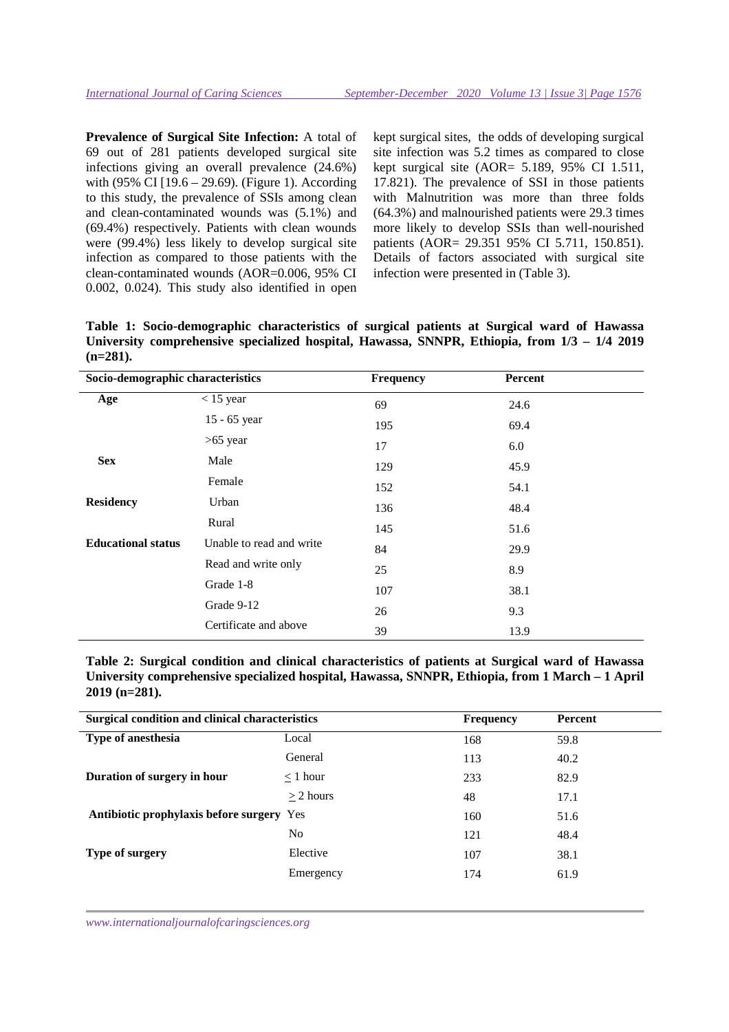**Prevalence of Surgical Site Infection:** A total of 69 out of 281 patients developed surgical site infections giving an overall prevalence (24.6%) with (95% CI [19.6 – 29.69). (Figure 1). According to this study, the prevalence of SSIs among clean and clean-contaminated wounds was (5.1%) and (69.4%) respectively. Patients with clean wounds were (99.4%) less likely to develop surgical site infection as compared to those patients with the clean-contaminated wounds (AOR=0.006, 95% CI 0.002, 0.024). This study also identified in open kept surgical sites, the odds of developing surgical site infection was 5.2 times as compared to close kept surgical site (AOR= 5.189, 95% CI 1.511, 17.821). The prevalence of SSI in those patients with Malnutrition was more than three folds (64.3%) and malnourished patients were 29.3 times more likely to develop SSIs than well-nourished patients (AOR= 29.351 95% CI 5.711, 150.851). Details of factors associated with surgical site infection were presented in (Table 3).

**Table 1: Socio-demographic characteristics of surgical patients at Surgical ward of Hawassa University comprehensive specialized hospital, Hawassa, SNNPR, Ethiopia, from 1/3 – 1/4 2019 (n=281).**

| Socio-demographic characteristics | | Frequency | Percent |
|---|---|---|---|
| **Age** | < 15 year | 69 | 24.6 |
| | 15 - 65 year | 195 | 69.4 |
| | >65 year | 17 | 6.0 |
| **Sex** | Male | 129 | 45.9 |
| | Female | 152 | 54.1 |
| **Residency** | Urban | 136 | 48.4 |
| | Rural | 145 | 51.6 |
| **Educational status** | Unable to read and write | 84 | 29.9 |
| | Read and write only | 25 | 8.9 |
| | Grade 1-8 | 107 | 38.1 |
| | Grade 9-12 | 26 | 9.3 |
| | Certificate and above | 39 | 13.9 |

**Table 2: Surgical condition and clinical characteristics of patients at Surgical ward of Hawassa University comprehensive specialized hospital, Hawassa, SNNPR, Ethiopia, from 1 March – 1 April 2019 (n=281).**

| Surgical condition and clinical characteristics | | Frequency | Percent |
|---|---|---|---|
| **Type of anesthesia** | Local | 168 | 59.8 |
| | General | 113 | 40.2 |
| **Duration of surgery in hour** | ≤ 1 hour | 233 | 82.9 |
| | ≥ 2 hours | 48 | 17.1 |
| **Antibiotic prophylaxis before surgery** | Yes | 160 | 51.6 |
| | No | 121 | 48.4 |
| **Type of surgery** | Elective | 107 | 38.1 |
| | Emergency | 174 | 61.9 |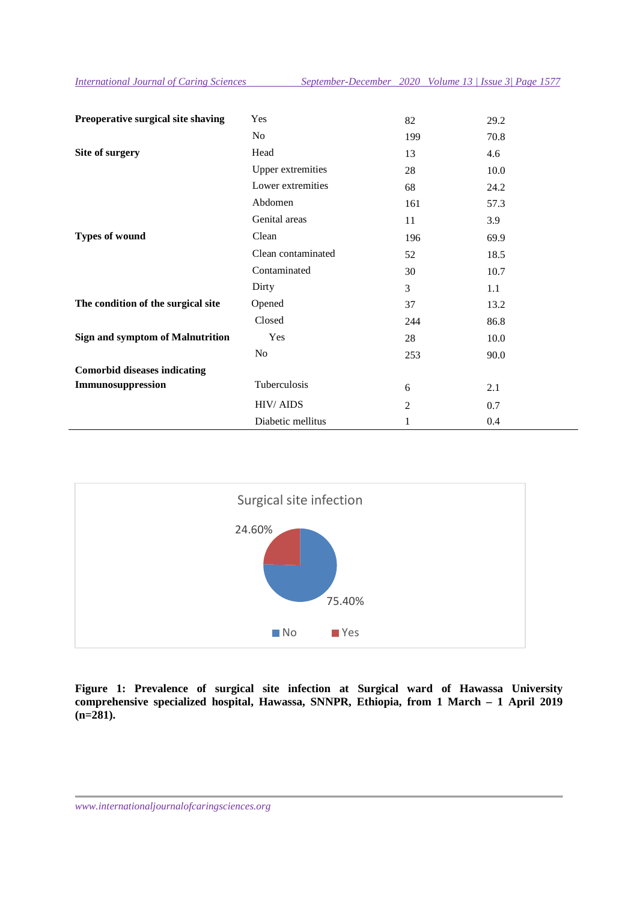| | | | |
|---|---|---|---|
| **Preoperative surgical site shaving** | Yes | 82 | 29.2 |
| | No | 199 | 70.8 |
| **Site of surgery** | Head | 13 | 4.6 |
| | Upper extremities | 28 | 10.0 |
| | Lower extremities | 68 | 24.2 |
| | Abdomen | 161 | 57.3 |
| | Genital areas | 11 | 3.9 |
| **Types of wound** | Clean | 196 | 69.9 |
| | Clean contaminated | 52 | 18.5 |
| | Contaminated | 30 | 10.7 |
| | Dirty | 3 | 1.1 |
| **The condition of the surgical site** | Opened | 37 | 13.2 |
| | Closed | 244 | 86.8 |
| **Sign and symptom of Malnutrition** | Yes | 28 | 10.0 |
| | No | 253 | 90.0 |
| **Comorbid diseases indicating Immunosuppression** | Tuberculosis | 6 | 2.1 |
| | HIV/ AIDS | 2 | 0.7 |
| | Diabetic mellitus | 1 | 0.4 |

**Figure 1: Prevalence of surgical site infection at Surgical ward of Hawassa University comprehensive specialized hospital, Hawassa, SNNPR, Ethiopia, from 1 March – 1 April 2019 (n=281).**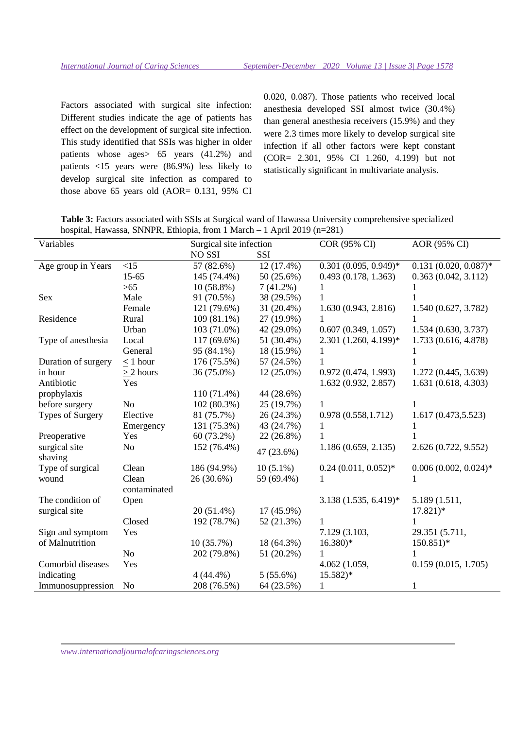Factors associated with surgical site infection: Different studies indicate the age of patients has effect on the development of surgical site infection. This study identified that SSIs was higher in older patients whose ages> 65 years (41.2%) and patients <15 years were (86.9%) less likely to develop surgical site infection as compared to those above 65 years old (AOR= 0.131, 95% CI 0.020, 0.087). Those patients who received local anesthesia developed SSI almost twice (30.4%) than general anesthesia receivers (15.9%) and they were 2.3 times more likely to develop surgical site infection if all other factors were kept constant (COR= 2.301, 95% CI 1.260, 4.199) but not statistically significant in multivariate analysis.

**Table 3:** Factors associated with SSIs at Surgical ward of Hawassa University comprehensive specialized hospital, Hawassa, SNNPR, Ethiopia, from 1 March – 1 April 2019 (n=281)

| Variables | | Surgical site infection | | COR (95% CI) | AOR (95% CI) |
|---|---|---|---|---|---|
| | | NO SSI | SSI | | |
| Age group in Years | <15 | 57 (82.6%) | 12 (17.4%) | 0.301 (0.095, 0.949)* | 0.131 (0.020, 0.087)* |
| | 15-65 | 145 (74.4%) | 50 (25.6%) | 0.493 (0.178, 1.363) | 0.363 (0.042, 3.112) |
| | >65 | 10 (58.8%) | 7 (41.2%) | 1 | 1 |
| Sex | Male | 91 (70.5%) | 38 (29.5%) | 1 | 1 |
| | Female | 121 (79.6%) | 31 (20.4%) | 1.630 (0.943, 2.816) | 1.540 (0.627, 3.782) |
| Residence | Rural | 109 (81.1%) | 27 (19.9%) | 1 | 1 |
| | Urban | 103 (71.0%) | 42 (29.0%) | 0.607 (0.349, 1.057) | 1.534 (0.630, 3.737) |
| Type of anesthesia | Local | 117 (69.6%) | 51 (30.4%) | 2.301 (1.260, 4.199)* | 1.733 (0.616, 4.878) |
| | General | 95 (84.1%) | 18 (15.9%) | 1 | 1 |
| Duration of surgery in hour | ≤ 1 hour | 176 (75.5%) | 57 (24.5%) | 1 | 1 |
| | ≥ 2 hours | 36 (75.0%) | 12 (25.0%) | 0.972 (0.474, 1.993) | 1.272 (0.445, 3.639) |
| Antibiotic prophylaxis before surgery | Yes | 110 (71.4%) | 44 (28.6%) | 1.632 (0.932, 2.857) | 1.631 (0.618, 4.303) |
| | No | 102 (80.3%) | 25 (19.7%) | 1 | 1 |
| Types of Surgery | Elective | 81 (75.7%) | 26 (24.3%) | 0.978 (0.558,1.712) | 1.617 (0.473,5.523) |
| | Emergency | 131 (75.3%) | 43 (24.7%) | 1 | 1 |
| Preoperative surgical site shaving | Yes | 60 (73.2%) | 22 (26.8%) | 1 | 1 |
| | No | 152 (76.4%) | 47 (23.6%) | 1.186 (0.659, 2.135) | 2.626 (0.722, 9.552) |
| Type of surgical wound | Clean | 186 (94.9%) | 10 (5.1%) | 0.24 (0.011, 0.052)* | 0.006 (0.002, 0.024)* |
| | Clean contaminated | 26 (30.6%) | 59 (69.4%) | 1 | 1 |
| The condition of surgical site | Open | 20 (51.4%) | 17 (45.9%) | 3.138 (1.535, 6.419)* | 5.189 (1.511, 17.821)* |
| | Closed | 192 (78.7%) | 52 (21.3%) | 1 | 1 |
| Sign and symptom of Malnutrition | Yes | 10 (35.7%) | 18 (64.3%) | 7.129 (3.103, 16.380)* | 29.351 (5.711, 150.851)* |
| | No | 202 (79.8%) | 51 (20.2%) | 1 | 1 |
| Comorbid diseases indicating Immunosuppression | Yes | 4 (44.4%) | 5 (55.6%) | 4.062 (1.059, 15.582)* | 0.159 (0.015, 1.705) |
| | No | 208 (76.5%) | 64 (23.5%) | 1 | 1 |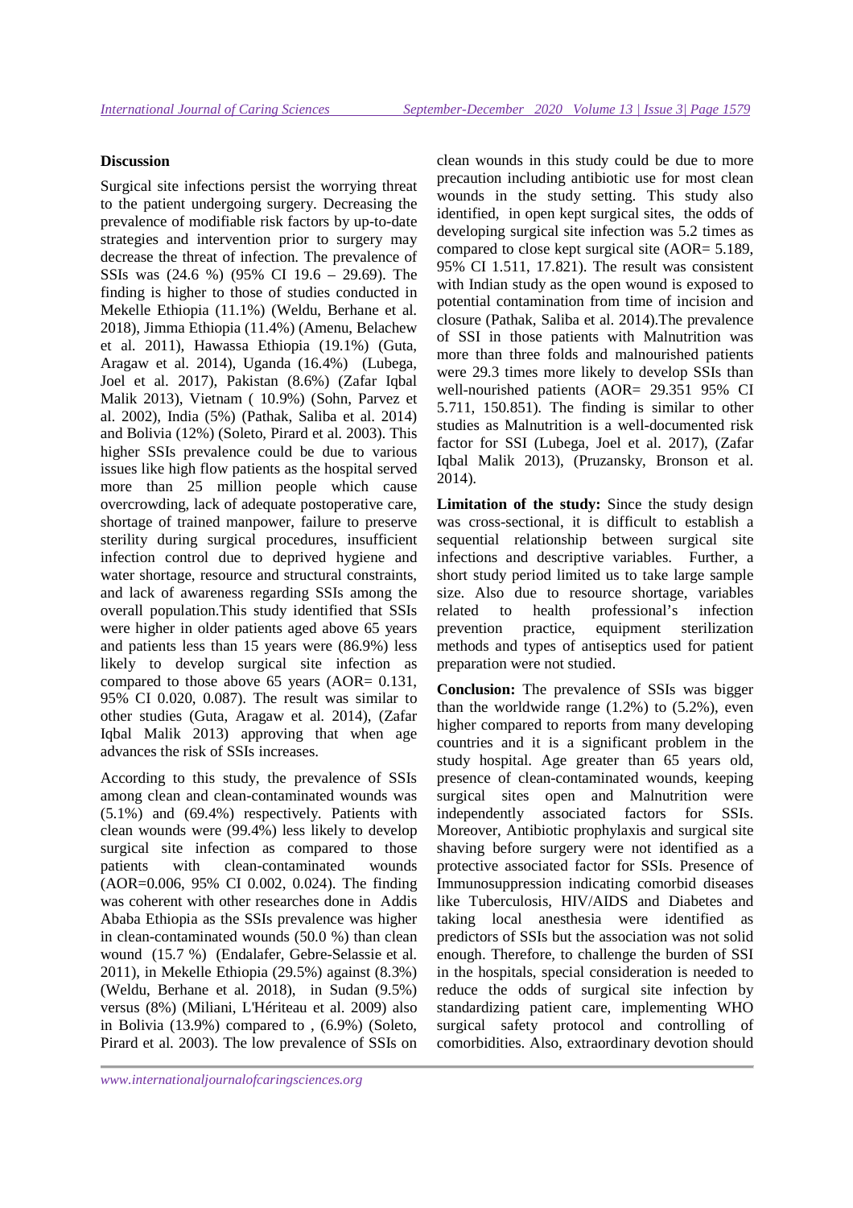## Discussion

Surgical site infections persist the worrying threat to the patient undergoing surgery. Decreasing the prevalence of modifiable risk factors by up-to-date strategies and intervention prior to surgery may decrease the threat of infection. The prevalence of SSIs was (24.6 %) (95% CI 19.6 – 29.69). The finding is higher to those of studies conducted in Mekelle Ethiopia (11.1%) (Weldu, Berhane et al. 2018), Jimma Ethiopia (11.4%) (Amenu, Belachew et al. 2011), Hawassa Ethiopia (19.1%) (Guta, Aragaw et al. 2014), Uganda (16.4%) (Lubega, Joel et al. 2017), Pakistan (8.6%) (Zafar Iqbal Malik 2013), Vietnam ( 10.9%) (Sohn, Parvez et al. 2002), India (5%) (Pathak, Saliba et al. 2014) and Bolivia (12%) (Soleto, Pirard et al. 2003). This higher SSIs prevalence could be due to various issues like high flow patients as the hospital served more than 25 million people which cause overcrowding, lack of adequate postoperative care, shortage of trained manpower, failure to preserve sterility during surgical procedures, insufficient infection control due to deprived hygiene and water shortage, resource and structural constraints, and lack of awareness regarding SSIs among the overall population.This study identified that SSIs were higher in older patients aged above 65 years and patients less than 15 years were (86.9%) less likely to develop surgical site infection as compared to those above 65 years (AOR= 0.131, 95% CI 0.020, 0.087). The result was similar to other studies (Guta, Aragaw et al. 2014), (Zafar Iqbal Malik 2013) approving that when age advances the risk of SSIs increases.

According to this study, the prevalence of SSIs among clean and clean-contaminated wounds was (5.1%) and (69.4%) respectively. Patients with clean wounds were (99.4%) less likely to develop surgical site infection as compared to those patients with clean-contaminated wounds (AOR=0.006, 95% CI 0.002, 0.024). The finding was coherent with other researches done in Addis Ababa Ethiopia as the SSIs prevalence was higher in clean-contaminated wounds (50.0 %) than clean wound (15.7 %) (Endalafer, Gebre-Selassie et al. 2011), in Mekelle Ethiopia (29.5%) against (8.3%) (Weldu, Berhane et al. 2018), in Sudan (9.5%) versus (8%) (Miliani, L'Hériteau et al. 2009) also in Bolivia (13.9%) compared to , (6.9%) (Soleto, Pirard et al. 2003). The low prevalence of SSIs on clean wounds in this study could be due to more precaution including antibiotic use for most clean wounds in the study setting. This study also identified, in open kept surgical sites, the odds of developing surgical site infection was 5.2 times as compared to close kept surgical site (AOR= 5.189, 95% CI 1.511, 17.821). The result was consistent with Indian study as the open wound is exposed to potential contamination from time of incision and closure (Pathak, Saliba et al. 2014).The prevalence of SSI in those patients with Malnutrition was more than three folds and malnourished patients were 29.3 times more likely to develop SSIs than well-nourished patients (AOR= 29.351 95% CI 5.711, 150.851). The finding is similar to other studies as Malnutrition is a well-documented risk factor for SSI (Lubega, Joel et al. 2017), (Zafar Iqbal Malik 2013), (Pruzansky, Bronson et al. 2014).

**Limitation of the study:** Since the study design was cross-sectional, it is difficult to establish a sequential relationship between surgical site infections and descriptive variables. Further, a short study period limited us to take large sample size. Also due to resource shortage, variables related to health professional's infection prevention practice, equipment sterilization methods and types of antiseptics used for patient preparation were not studied.

**Conclusion:** The prevalence of SSIs was bigger than the worldwide range (1.2%) to (5.2%), even higher compared to reports from many developing countries and it is a significant problem in the study hospital. Age greater than 65 years old, presence of clean-contaminated wounds, keeping surgical sites open and Malnutrition were independently associated factors for SSIs. Moreover, Antibiotic prophylaxis and surgical site shaving before surgery were not identified as a protective associated factor for SSIs. Presence of Immunosuppression indicating comorbid diseases like Tuberculosis, HIV/AIDS and Diabetes and taking local anesthesia were identified as predictors of SSIs but the association was not solid enough. Therefore, to challenge the burden of SSI in the hospitals, special consideration is needed to reduce the odds of surgical site infection by standardizing patient care, implementing WHO surgical safety protocol and controlling of comorbidities. Also, extraordinary devotion should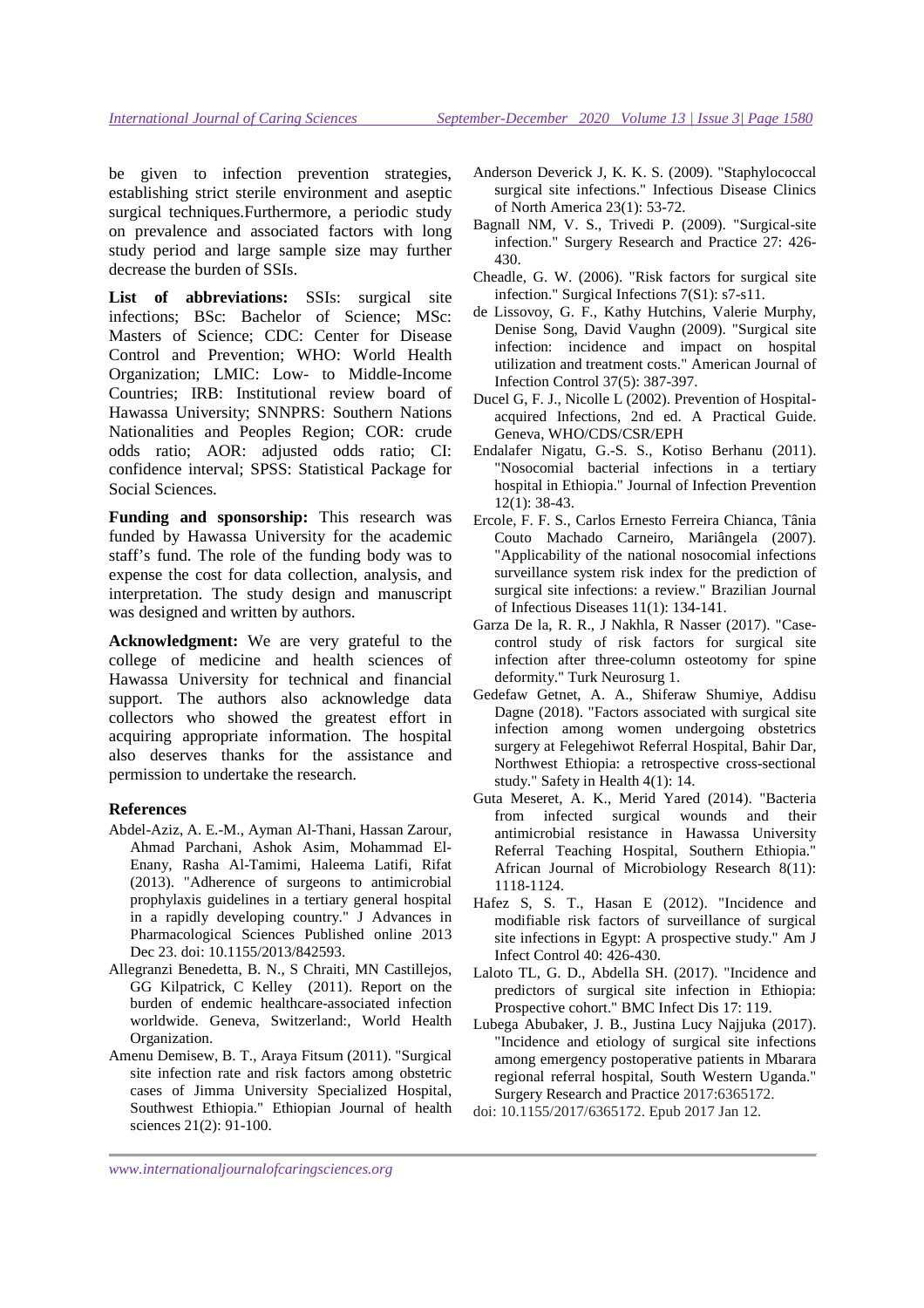be given to infection prevention strategies, establishing strict sterile environment and aseptic surgical techniques.Furthermore, a periodic study on prevalence and associated factors with long study period and large sample size may further decrease the burden of SSIs.

**List of abbreviations:** SSIs: surgical site infections; BSc: Bachelor of Science; MSc: Masters of Science; CDC: Center for Disease Control and Prevention; WHO: World Health Organization; LMIC: Low- to Middle-Income Countries; IRB: Institutional review board of Hawassa University; SNNPRS: Southern Nations Nationalities and Peoples Region; COR: crude odds ratio; AOR: adjusted odds ratio; CI: confidence interval; SPSS: Statistical Package for Social Sciences.

**Funding and sponsorship:** This research was funded by Hawassa University for the academic staff's fund. The role of the funding body was to expense the cost for data collection, analysis, and interpretation. The study design and manuscript was designed and written by authors.

**Acknowledgment:** We are very grateful to the college of medicine and health sciences of Hawassa University for technical and financial support. The authors also acknowledge data collectors who showed the greatest effort in acquiring appropriate information. The hospital also deserves thanks for the assistance and permission to undertake the research.

## References

- Abdel-Aziz, A. E.-M., Ayman Al-Thani, Hassan Zarour, Ahmad Parchani, Ashok Asim, Mohammad El-Enany, Rasha Al-Tamimi, Haleema Latifi, Rifat (2013). "Adherence of surgeons to antimicrobial prophylaxis guidelines in a tertiary general hospital in a rapidly developing country." J Advances in Pharmacological Sciences Published online 2013 Dec 23. doi: 10.1155/2013/842593.
- Allegranzi Benedetta, B. N., S Chraiti, MN Castillejos, GG Kilpatrick, C Kelley (2011). Report on the burden of endemic healthcare-associated infection worldwide. Geneva, Switzerland:, World Health Organization.
- Amenu Demisew, B. T., Araya Fitsum (2011). "Surgical site infection rate and risk factors among obstetric cases of Jimma University Specialized Hospital, Southwest Ethiopia." Ethiopian Journal of health sciences 21(2): 91-100.
- Anderson Deverick J, K. K. S. (2009). "Staphylococcal surgical site infections." Infectious Disease Clinics of North America 23(1): 53-72.
- Bagnall NM, V. S., Trivedi P. (2009). "Surgical-site infection." Surgery Research and Practice 27: 426-430.
- Cheadle, G. W. (2006). "Risk factors for surgical site infection." Surgical Infections 7(S1): s7-s11.
- de Lissovoy, G. F., Kathy Hutchins, Valerie Murphy, Denise Song, David Vaughn (2009). "Surgical site infection: incidence and impact on hospital utilization and treatment costs." American Journal of Infection Control 37(5): 387-397.
- Ducel G, F. J., Nicolle L (2002). Prevention of Hospital-acquired Infections, 2nd ed. A Practical Guide. Geneva, WHO/CDS/CSR/EPH
- Endalafer Nigatu, G.-S. S., Kotiso Berhanu (2011). "Nosocomial bacterial infections in a tertiary hospital in Ethiopia." Journal of Infection Prevention 12(1): 38-43.
- Ercole, F. F. S., Carlos Ernesto Ferreira Chianca, Tânia Couto Machado Carneiro, Mariângela (2007). "Applicability of the national nosocomial infections surveillance system risk index for the prediction of surgical site infections: a review." Brazilian Journal of Infectious Diseases 11(1): 134-141.
- Garza De la, R. R., J Nakhla, R Nasser (2017). "Case-control study of risk factors for surgical site infection after three-column osteotomy for spine deformity." Turk Neurosurg 1.
- Gedefaw Getnet, A. A., Shiferaw Shumiye, Addisu Dagne (2018). "Factors associated with surgical site infection among women undergoing obstetrics surgery at Felegehiwot Referral Hospital, Bahir Dar, Northwest Ethiopia: a retrospective cross-sectional study." Safety in Health 4(1): 14.
- Guta Meseret, A. K., Merid Yared (2014). "Bacteria from infected surgical wounds and their antimicrobial resistance in Hawassa University Referral Teaching Hospital, Southern Ethiopia." African Journal of Microbiology Research 8(11): 1118-1124.
- Hafez S, S. T., Hasan E (2012). "Incidence and modifiable risk factors of surveillance of surgical site infections in Egypt: A prospective study." Am J Infect Control 40: 426-430.
- Laloto TL, G. D., Abdella SH. (2017). "Incidence and predictors of surgical site infection in Ethiopia: Prospective cohort." BMC Infect Dis 17: 119.
- Lubega Abubaker, J. B., Justina Lucy Najjuka (2017). "Incidence and etiology of surgical site infections among emergency postoperative patients in Mbarara regional referral hospital, South Western Uganda." Surgery Research and Practice 2017:6365172. doi: 10.1155/2017/6365172. Epub 2017 Jan 12.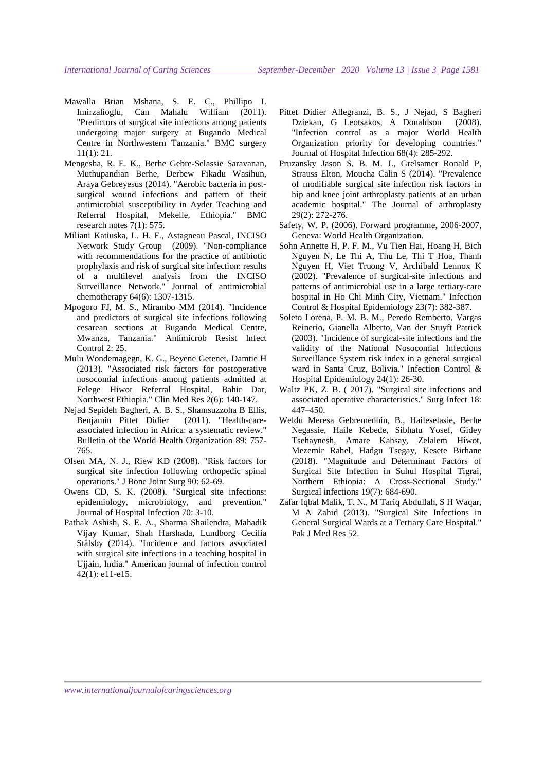Mawalla Brian Mshana, S. E. C., Phillipo L Imirzalioglu, Can Mahalu William (2011). "Predictors of surgical site infections among patients undergoing major surgery at Bugando Medical Centre in Northwestern Tanzania." BMC surgery 11(1): 21.

Mengesha, R. E. K., Berhe Gebre-Selassie Saravanan, Muthupandian Berhe, Derbew Fikadu Wasihun, Araya Gebreyesus (2014). "Aerobic bacteria in post-surgical wound infections and pattern of their antimicrobial susceptibility in Ayder Teaching and Referral Hospital, Mekelle, Ethiopia." BMC research notes 7(1): 575.

Miliani Katiuska, L. H. F., Astagneau Pascal, INCISO Network Study Group (2009). "Non-compliance with recommendations for the practice of antibiotic prophylaxis and risk of surgical site infection: results of a multilevel analysis from the INCISO Surveillance Network." Journal of antimicrobial chemotherapy 64(6): 1307-1315.

Mpogoro FJ, M. S., Mirambo MM (2014). "Incidence and predictors of surgical site infections following cesarean sections at Bugando Medical Centre, Mwanza, Tanzania." Antimicrob Resist Infect Control 2: 25.

Mulu Wondemagegn, K. G., Beyene Getenet, Damtie H (2013). "Associated risk factors for postoperative nosocomial infections among patients admitted at Felege Hiwot Referral Hospital, Bahir Dar, Northwest Ethiopia." Clin Med Res 2(6): 140-147.

Nejad Sepideh Bagheri, A. B. S., Shamsuzzoha B Ellis, Benjamin Pittet Didier (2011). "Health-care-associated infection in Africa: a systematic review." Bulletin of the World Health Organization 89: 757-765.

Olsen MA, N. J., Riew KD (2008). "Risk factors for surgical site infection following orthopedic spinal operations." J Bone Joint Surg 90: 62-69.

Owens CD, S. K. (2008). "Surgical site infections: epidemiology, microbiology, and prevention." Journal of Hospital Infection 70: 3-10.

Pathak Ashish, S. E. A., Sharma Shailendra, Mahadik Vijay Kumar, Shah Harshada, Lundborg Cecilia Stålsby (2014). "Incidence and factors associated with surgical site infections in a teaching hospital in Ujjain, India." American journal of infection control 42(1): e11-e15.

Pittet Didier Allegranzi, B. S., J Nejad, S Bagheri Dziekan, G Leotsakos, A Donaldson (2008). "Infection control as a major World Health Organization priority for developing countries." Journal of Hospital Infection 68(4): 285-292.

Pruzansky Jason S, B. M. J., Grelsamer Ronald P, Strauss Elton, Moucha Calin S (2014). "Prevalence of modifiable surgical site infection risk factors in hip and knee joint arthroplasty patients at an urban academic hospital." The Journal of arthroplasty 29(2): 272-276.

Safety, W. P. (2006). Forward programme, 2006-2007, Geneva: World Health Organization.

Sohn Annette H, P. F. M., Vu Tien Hai, Hoang H, Bich Nguyen N, Le Thi A, Thu Le, Thi T Hoa, Thanh Nguyen H, Viet Truong V, Archibald Lennox K (2002). "Prevalence of surgical-site infections and patterns of antimicrobial use in a large tertiary-care hospital in Ho Chi Minh City, Vietnam." Infection Control & Hospital Epidemiology 23(7): 382-387.

Soleto Lorena, P. M. B. M., Peredo Remberto, Vargas Reinerio, Gianella Alberto, Van der Stuyft Patrick (2003). "Incidence of surgical-site infections and the validity of the National Nosocomial Infections Surveillance System risk index in a general surgical ward in Santa Cruz, Bolivia." Infection Control & Hospital Epidemiology 24(1): 26-30.

Waltz PK, Z. B. ( 2017). "Surgical site infections and associated operative characteristics." Surg Infect 18: 447–450.

Weldu Meresa Gebremedhin, B., Haileselasie, Berhe Negassie, Haile Kebede, Sibhatu Yosef, Gidey Tsehaynesh, Amare Kahsay, Zelalem Hiwot, Mezemir Rahel, Hadgu Tsegay, Kesete Birhane (2018). "Magnitude and Determinant Factors of Surgical Site Infection in Suhul Hospital Tigrai, Northern Ethiopia: A Cross-Sectional Study." Surgical infections 19(7): 684-690.

Zafar Iqbal Malik, T. N., M Tariq Abdullah, S H Waqar, M A Zahid (2013). "Surgical Site Infections in General Surgical Wards at a Tertiary Care Hospital." Pak J Med Res 52.